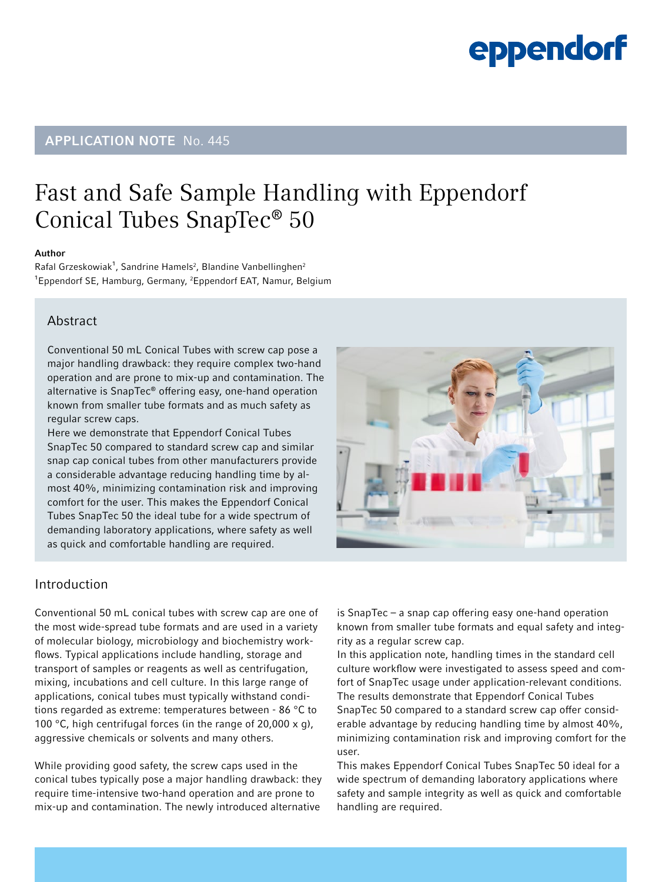APPLICATION NOTE No. 445

# Fast and Safe Sample Handling with Eppendorf Conical Tubes SnapTec® 50

**Author**

Rafal Grzeskowiak[1], Sandrine Hamels[2], Blandine Vanbellinghen[2]

[1]Eppendorf SE, Hamburg, Germany, [2]Eppendorf EAT, Namur, Belgium

## Abstract

Conventional 50 mL Conical Tubes with screw cap pose a major handling drawback: they require complex two-hand operation and are prone to mix-up and contamination. The alternative is SnapTec® offering easy, one-hand operation known from smaller tube formats and as much safety as regular screw caps.

Here we demonstrate that Eppendorf Conical Tubes SnapTec 50 compared to standard screw cap and similar snap cap conical tubes from other manufacturers provide a considerable advantage reducing handling time by almost 40%, minimizing contamination risk and improving comfort for the user. This makes the Eppendorf Conical Tubes SnapTec 50 the ideal tube for a wide spectrum of demanding laboratory applications, where safety as well as quick and comfortable handling are required.

## Introduction

Conventional 50 mL conical tubes with screw cap are one of the most wide-spread tube formats and are used in a variety of molecular biology, microbiology and biochemistry workflows. Typical applications include handling, storage and transport of samples or reagents as well as centrifugation, mixing, incubations and cell culture. In this large range of applications, conical tubes must typically withstand conditions regarded as extreme: temperatures between - 86 °C to 100 °C, high centrifugal forces (in the range of 20,000 x g), aggressive chemicals or solvents and many others.

While providing good safety, the screw caps used in the conical tubes typically pose a major handling drawback: they require time-intensive two-hand operation and are prone to mix-up and contamination. The newly introduced alternative is SnapTec – a snap cap offering easy one-hand operation known from smaller tube formats and equal safety and integrity as a regular screw cap.

In this application note, handling times in the standard cell culture workflow were investigated to assess speed and comfort of SnapTec usage under application-relevant conditions. The results demonstrate that Eppendorf Conical Tubes SnapTec 50 compared to a standard screw cap offer considerable advantage by reducing handling time by almost 40%, minimizing contamination risk and improving comfort for the user.

This makes Eppendorf Conical Tubes SnapTec 50 ideal for a wide spectrum of demanding laboratory applications where safety and sample integrity as well as quick and comfortable handling are required.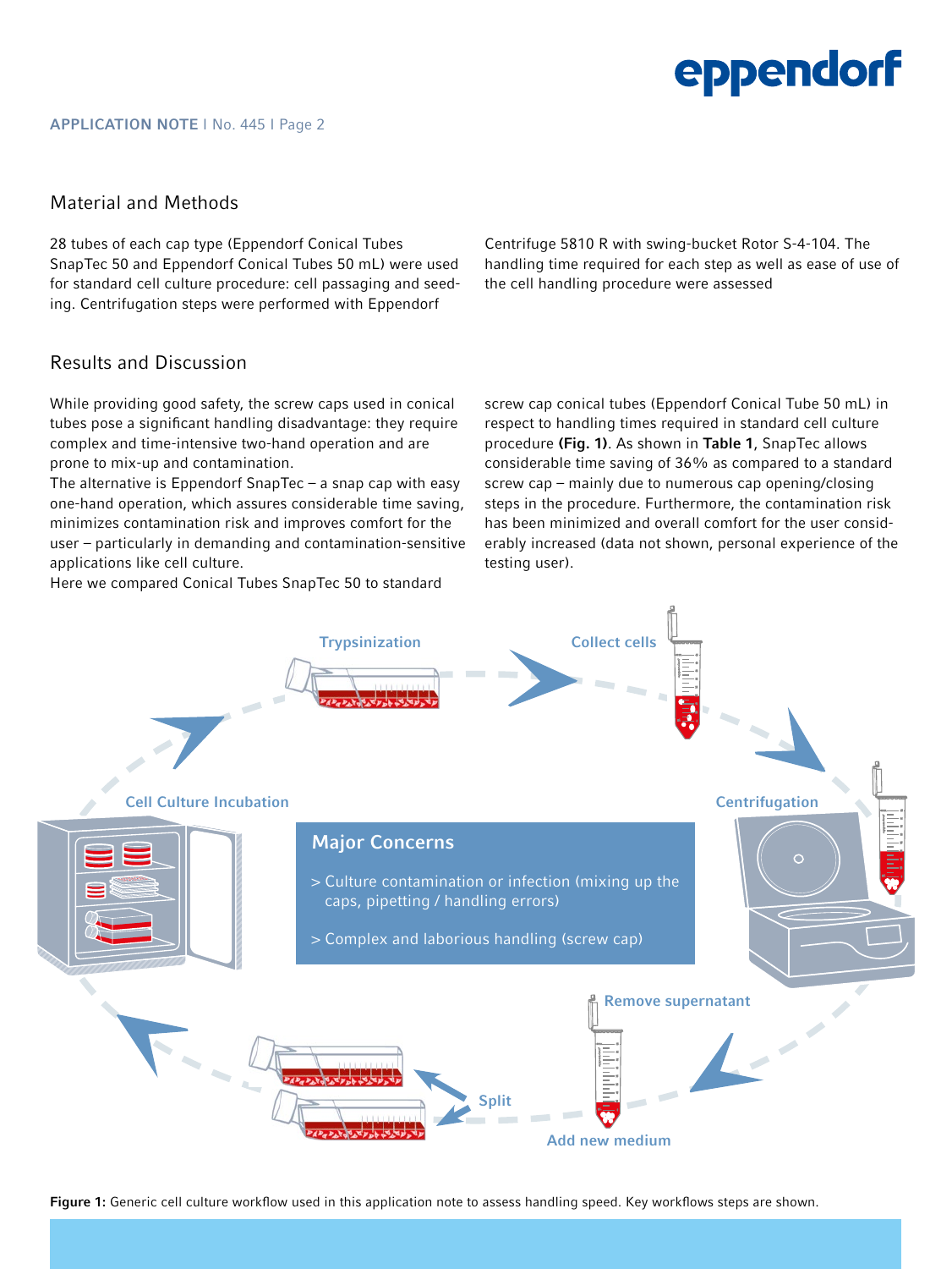## Material and Methods

28 tubes of each cap type (Eppendorf Conical Tubes SnapTec 50 and Eppendorf Conical Tubes 50 mL) were used for standard cell culture procedure: cell passaging and seeding. Centrifugation steps were performed with Eppendorf Centrifuge 5810 R with swing-bucket Rotor S-4-104. The handling time required for each step as well as ease of use of the cell handling procedure were assessed

## Results and Discussion

While providing good safety, the screw caps used in conical tubes pose a significant handling disadvantage: they require complex and time-intensive two-hand operation and are prone to mix-up and contamination.
The alternative is Eppendorf SnapTec – a snap cap with easy one-hand operation, which assures considerable time saving, minimizes contamination risk and improves comfort for the user – particularly in demanding and contamination-sensitive applications like cell culture.
Here we compared Conical Tubes SnapTec 50 to standard screw cap conical tubes (Eppendorf Conical Tube 50 mL) in respect to handling times required in standard cell culture procedure **(Fig. 1)**. As shown in **Table 1**, SnapTec allows considerable time saving of 36% as compared to a standard screw cap – mainly due to numerous cap opening/closing steps in the procedure. Furthermore, the contamination risk has been minimized and overall comfort for the user considerably increased (data not shown, personal experience of the testing user).

Trypsinization

Collect cells

Centrifugation

Remove supernatant

Add new medium

Split

Cell Culture Incubation

**Major Concerns**

> Culture contamination or infection (mixing up the caps, pipetting / handling errors)

> Complex and laborious handling (screw cap)

**Figure 1:** Generic cell culture workflow used in this application note to assess handling speed. Key workflows steps are shown.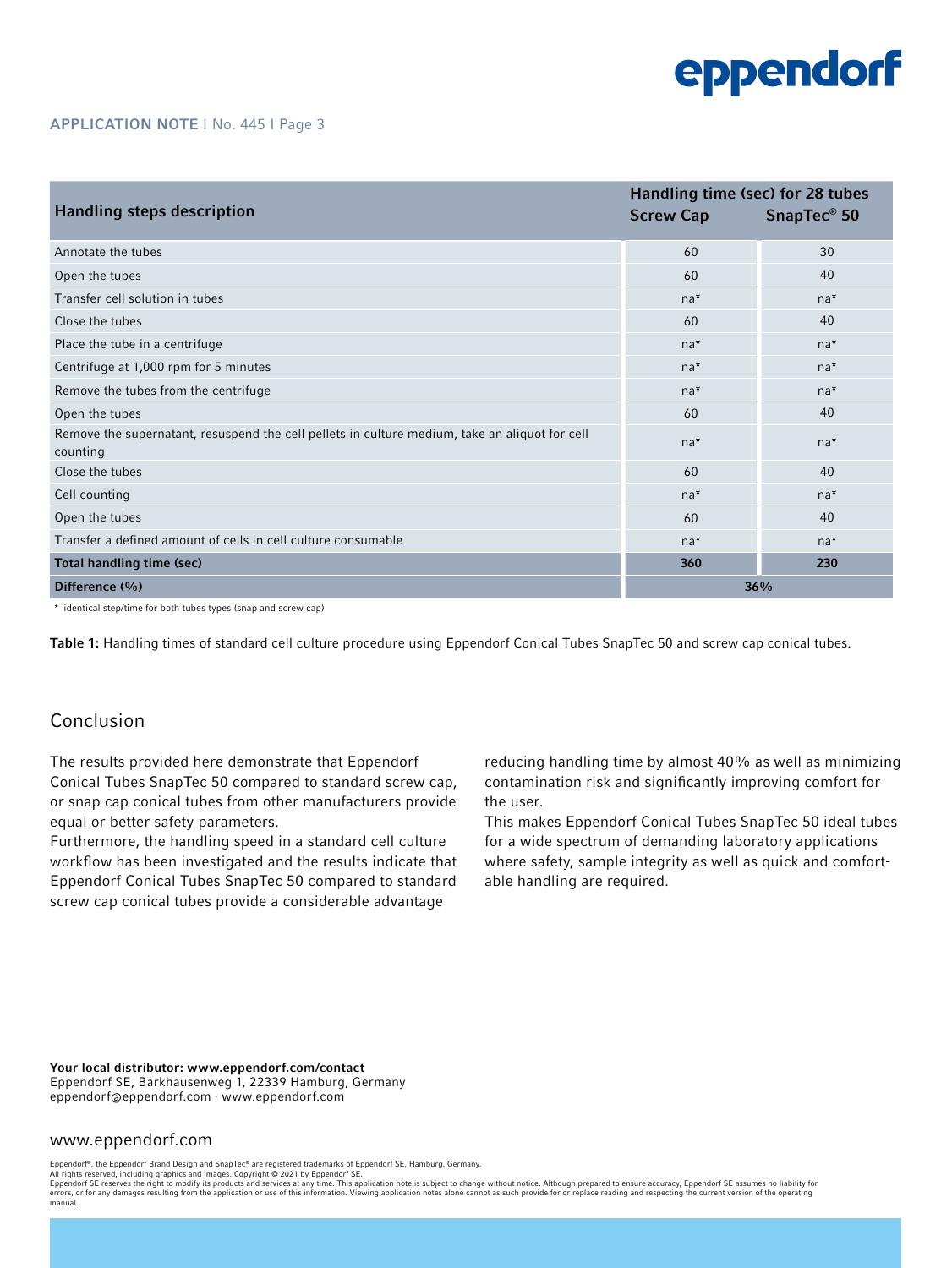| Handling steps description | Handling time (sec) for 28 tubes | |
|---|---|---|
| | Screw Cap | SnapTec® 50 |
| Annotate the tubes | 60 | 30 |
| Open the tubes | 60 | 40 |
| Transfer cell solution in tubes | na* | na* |
| Close the tubes | 60 | 40 |
| Place the tube in a centrifuge | na* | na* |
| Centrifuge at 1,000 rpm for 5 minutes | na* | na* |
| Remove the tubes from the centrifuge | na* | na* |
| Open the tubes | 60 | 40 |
| Remove the supernatant, resuspend the cell pellets in culture medium, take an aliquot for cell counting | na* | na* |
| Close the tubes | 60 | 40 |
| Cell counting | na* | na* |
| Open the tubes | 60 | 40 |
| Transfer a defined amount of cells in cell culture consumable | na* | na* |
| **Total handling time (sec)** | **360** | **230** |
| **Difference (%)** | **36%** | |

\* identical step/time for both tubes types (snap and screw cap)

**Table 1:** Handling times of standard cell culture procedure using Eppendorf Conical Tubes SnapTec 50 and screw cap conical tubes.

## Conclusion

The results provided here demonstrate that Eppendorf Conical Tubes SnapTec 50 compared to standard screw cap, or snap cap conical tubes from other manufacturers provide equal or better safety parameters.

Furthermore, the handling speed in a standard cell culture workflow has been investigated and the results indicate that Eppendorf Conical Tubes SnapTec 50 compared to standard screw cap conical tubes provide a considerable advantage reducing handling time by almost 40% as well as minimizing contamination risk and significantly improving comfort for the user.

This makes Eppendorf Conical Tubes SnapTec 50 ideal tubes for a wide spectrum of demanding laboratory applications where safety, sample integrity as well as quick and comfortable handling are required.

**Your local distributor: www.eppendorf.com/contact**
Eppendorf SE, Barkhausenweg 1, 22339 Hamburg, Germany
eppendorf@eppendorf.com · www.eppendorf.com

www.eppendorf.com

Eppendorf®, the Eppendorf Brand Design and SnapTec® are registered trademarks of Eppendorf SE, Hamburg, Germany.
All rights reserved, including graphics and images. Copyright © 2021 by Eppendorf SE.
Eppendorf SE reserves the right to modify its products and services at any time. This application note is subject to change without notice. Although prepared to ensure accuracy, Eppendorf SE assumes no liability for errors, or for any damages resulting from the application or use of this information. Viewing application notes alone cannot as such provide for or replace reading and respecting the current version of the operating manual.